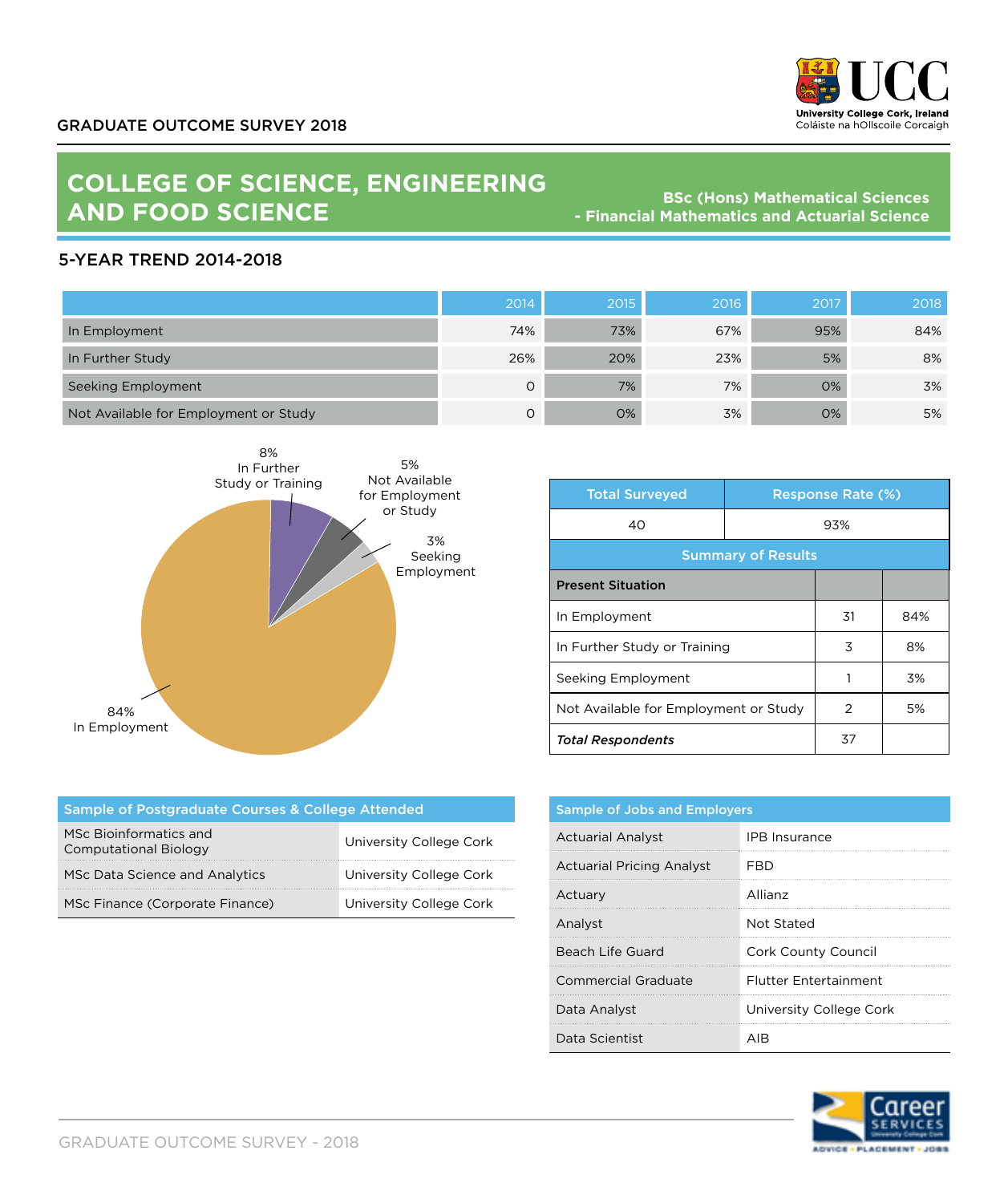GRADUATE OUTCOME SURVEY 2018

# COLLEGE OF SCIENCE, ENGINEERING AND FOOD SCIENCE

**BSc (Hons) Mathematical Sciences - Financial Mathematics and Actuarial Science**

## 5-YEAR TREND 2014-2018

| | 2014 | 2015 | 2016 | 2017 | 2018 |
|---|---|---|---|---|---|
| In Employment | 74% | 73% | 67% | 95% | 84% |
| In Further Study | 26% | 20% | 23% | 5% | 8% |
| Seeking Employment | 0 | 7% | 7% | 0% | 3% |
| Not Available for Employment or Study | 0 | 0% | 3% | 0% | 5% |

8% In Further Study or Training

5% Not Available for Employment or Study

3% Seeking Employment

84% In Employment

| Total Surveyed | Response Rate (%) | |
|---|---|---|
| 40 | 93% | |
| **Summary of Results** | | |
| **Present Situation** | | |
| In Employment | 31 | 84% |
| In Further Study or Training | 3 | 8% |
| Seeking Employment | 1 | 3% |
| Not Available for Employment or Study | 2 | 5% |
| ***Total Respondents*** | 37 | |

| Sample of Postgraduate Courses & College Attended | |
|---|---|
| MSc Bioinformatics and Computational Biology | University College Cork |
| MSc Data Science and Analytics | University College Cork |
| MSc Finance (Corporate Finance) | University College Cork |

| Sample of Jobs and Employers | |
|---|---|
| Actuarial Analyst | IPB Insurance |
| Actuarial Pricing Analyst | FBD |
| Actuary | Allianz |
| Analyst | Not Stated |
| Beach Life Guard | Cork County Council |
| Commercial Graduate | Flutter Entertainment |
| Data Analyst | University College Cork |
| Data Scientist | AIB |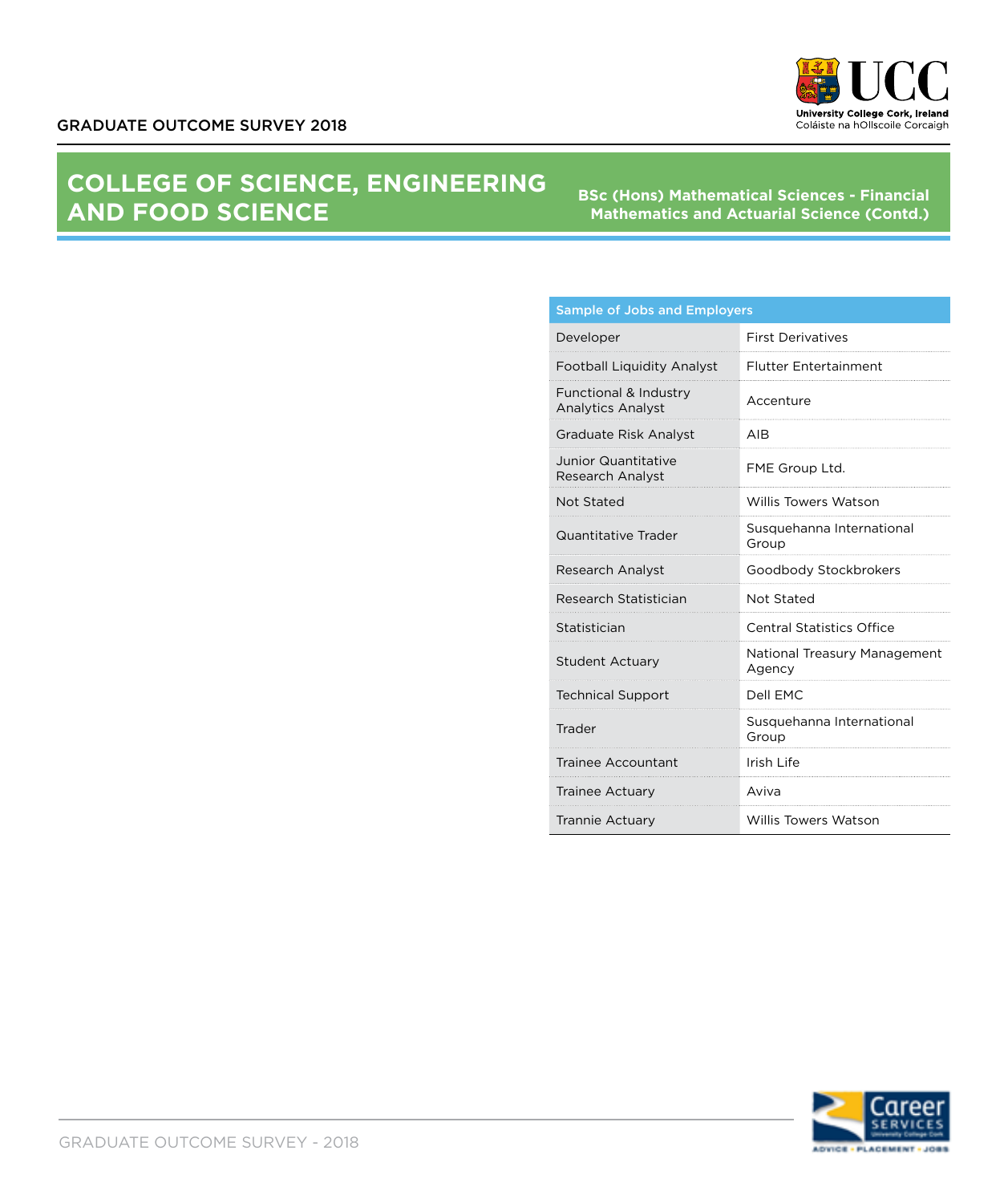# COLLEGE OF SCIENCE, ENGINEERING AND FOOD SCIENCE

**BSc (Hons) Mathematical Sciences - Financial Mathematics and Actuarial Science (Contd.)**

| Sample of Jobs and Employers | |
|---|---|
| Developer | First Derivatives |
| Football Liquidity Analyst | Flutter Entertainment |
| Functional & Industry Analytics Analyst | Accenture |
| Graduate Risk Analyst | AIB |
| Junior Quantitative Research Analyst | FME Group Ltd. |
| Not Stated | Willis Towers Watson |
| Quantitative Trader | Susquehanna International Group |
| Research Analyst | Goodbody Stockbrokers |
| Research Statistician | Not Stated |
| Statistician | Central Statistics Office |
| Student Actuary | National Treasury Management Agency |
| Technical Support | Dell EMC |
| Trader | Susquehanna International Group |
| Trainee Accountant | Irish Life |
| Trainee Actuary | Aviva |
| Trannie Actuary | Willis Towers Watson |